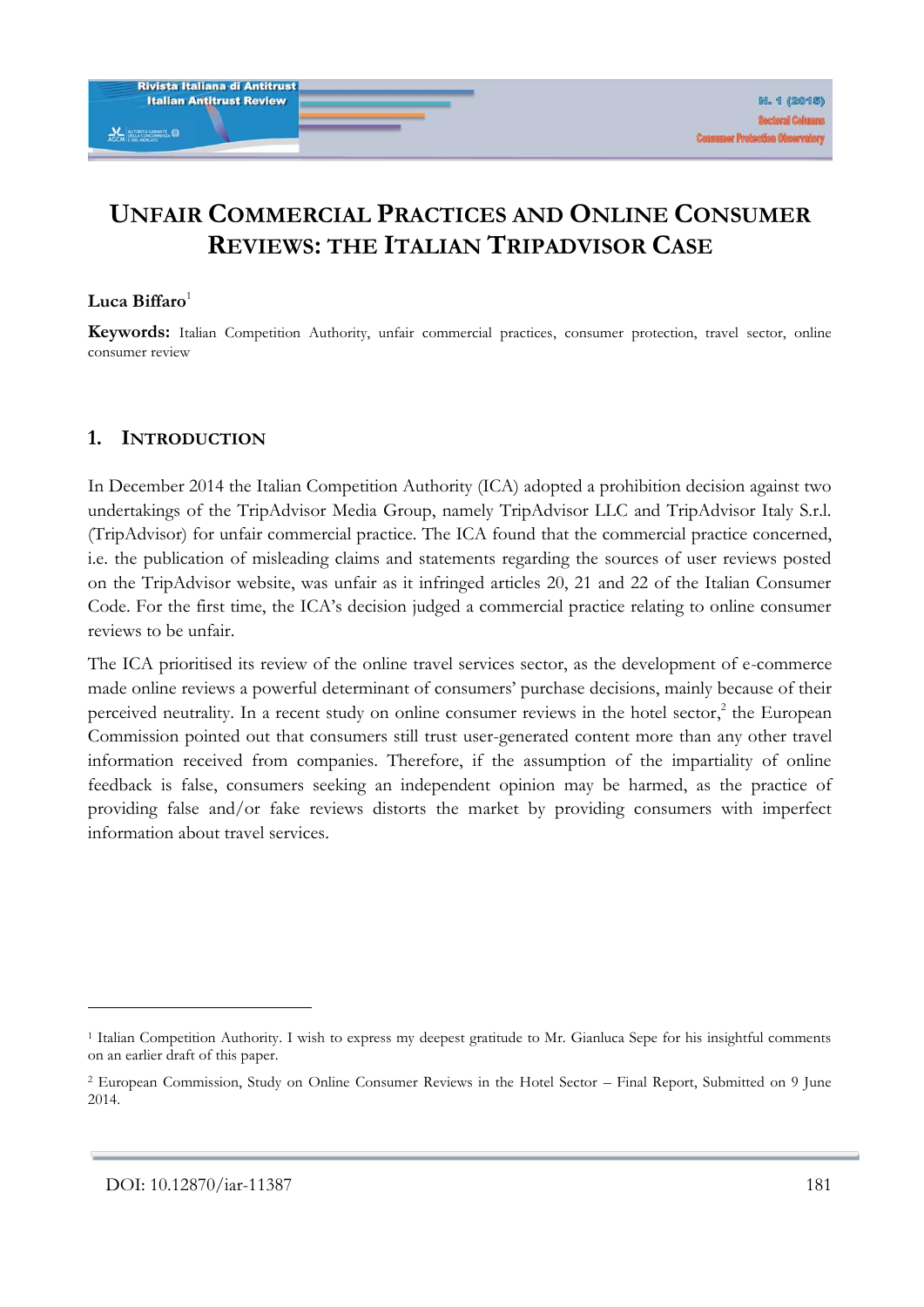# UNFAIR COMMERCIAL PRACTICES AND ONLINE CONSUMER REVIEWS: THE ITALIAN TRIPADVISOR CASE

**Luca Biffaro**[1]

**Keywords:** Italian Competition Authority, unfair commercial practices, consumer protection, travel sector, online consumer review

## 1. INTRODUCTION

In December 2014 the Italian Competition Authority (ICA) adopted a prohibition decision against two undertakings of the TripAdvisor Media Group, namely TripAdvisor LLC and TripAdvisor Italy S.r.l. (TripAdvisor) for unfair commercial practice. The ICA found that the commercial practice concerned, i.e. the publication of misleading claims and statements regarding the sources of user reviews posted on the TripAdvisor website, was unfair as it infringed articles 20, 21 and 22 of the Italian Consumer Code. For the first time, the ICA's decision judged a commercial practice relating to online consumer reviews to be unfair.

The ICA prioritised its review of the online travel services sector, as the development of e-commerce made online reviews a powerful determinant of consumers' purchase decisions, mainly because of their perceived neutrality. In a recent study on online consumer reviews in the hotel sector,[2] the European Commission pointed out that consumers still trust user-generated content more than any other travel information received from companies. Therefore, if the assumption of the impartiality of online feedback is false, consumers seeking an independent opinion may be harmed, as the practice of providing false and/or fake reviews distorts the market by providing consumers with imperfect information about travel services.

---

[1] Italian Competition Authority. I wish to express my deepest gratitude to Mr. Gianluca Sepe for his insightful comments on an earlier draft of this paper.

[2] European Commission, Study on Online Consumer Reviews in the Hotel Sector – Final Report, Submitted on 9 June 2014.

DOI: 10.12870/iar-11387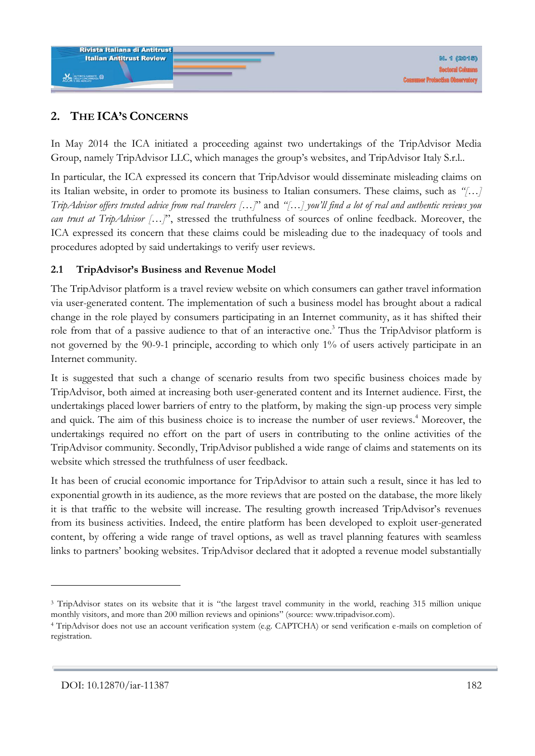## 2. The ICA's Concerns

In May 2014 the ICA initiated a proceeding against two undertakings of the TripAdvisor Media Group, namely TripAdvisor LLC, which manages the group's websites, and TripAdvisor Italy S.r.l..

In particular, the ICA expressed its concern that TripAdvisor would disseminate misleading claims on its Italian website, in order to promote its business to Italian consumers. These claims, such as *"[…] TripAdvisor offers trusted advice from real travelers […]"* and *"[…] you'll find a lot of real and authentic reviews you can trust at TripAdvisor […]"*, stressed the truthfulness of sources of online feedback. Moreover, the ICA expressed its concern that these claims could be misleading due to the inadequacy of tools and procedures adopted by said undertakings to verify user reviews.

### 2.1 TripAdvisor's Business and Revenue Model

The TripAdvisor platform is a travel review website on which consumers can gather travel information via user-generated content. The implementation of such a business model has brought about a radical change in the role played by consumers participating in an Internet community, as it has shifted their role from that of a passive audience to that of an interactive one.[3] Thus the TripAdvisor platform is not governed by the 90-9-1 principle, according to which only 1% of users actively participate in an Internet community.

It is suggested that such a change of scenario results from two specific business choices made by TripAdvisor, both aimed at increasing both user-generated content and its Internet audience. First, the undertakings placed lower barriers of entry to the platform, by making the sign-up process very simple and quick. The aim of this business choice is to increase the number of user reviews.[4] Moreover, the undertakings required no effort on the part of users in contributing to the online activities of the TripAdvisor community. Secondly, TripAdvisor published a wide range of claims and statements on its website which stressed the truthfulness of user feedback.

It has been of crucial economic importance for TripAdvisor to attain such a result, since it has led to exponential growth in its audience, as the more reviews that are posted on the database, the more likely it is that traffic to the website will increase. The resulting growth increased TripAdvisor's revenues from its business activities. Indeed, the entire platform has been developed to exploit user-generated content, by offering a wide range of travel options, as well as travel planning features with seamless links to partners' booking websites. TripAdvisor declared that it adopted a revenue model substantially

---

[3] TripAdvisor states on its website that it is "the largest travel community in the world, reaching 315 million unique monthly visitors, and more than 200 million reviews and opinions" (source: www.tripadvisor.com).

[4] TripAdvisor does not use an account verification system (e.g. CAPTCHA) or send verification e-mails on completion of registration.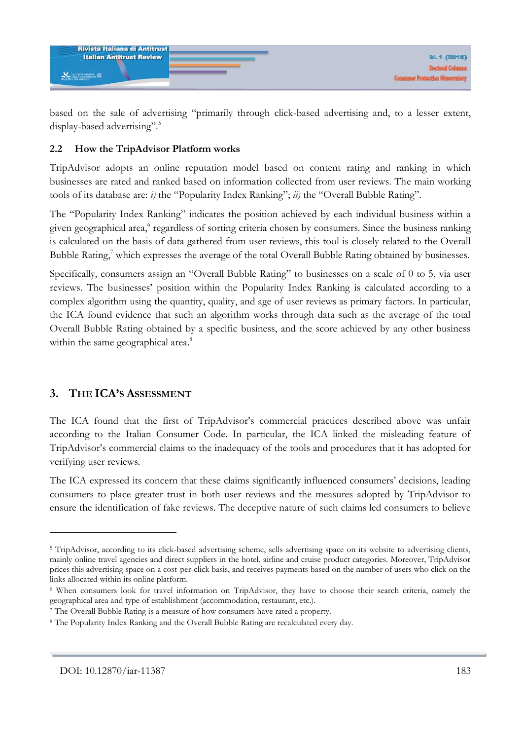based on the sale of advertising "primarily through click-based advertising and, to a lesser extent, display-based advertising".[5]

### 2.2 How the TripAdvisor Platform works

TripAdvisor adopts an online reputation model based on content rating and ranking in which businesses are rated and ranked based on information collected from user reviews. The main working tools of its database are: *i)* the "Popularity Index Ranking"; *ii)* the "Overall Bubble Rating".

The "Popularity Index Ranking" indicates the position achieved by each individual business within a given geographical area,[6] regardless of sorting criteria chosen by consumers. Since the business ranking is calculated on the basis of data gathered from user reviews, this tool is closely related to the Overall Bubble Rating,[7] which expresses the average of the total Overall Bubble Rating obtained by businesses.

Specifically, consumers assign an "Overall Bubble Rating" to businesses on a scale of 0 to 5, via user reviews. The businesses' position within the Popularity Index Ranking is calculated according to a complex algorithm using the quantity, quality, and age of user reviews as primary factors. In particular, the ICA found evidence that such an algorithm works through data such as the average of the total Overall Bubble Rating obtained by a specific business, and the score achieved by any other business within the same geographical area.[8]

## 3. The ICA's Assessment

The ICA found that the first of TripAdvisor's commercial practices described above was unfair according to the Italian Consumer Code. In particular, the ICA linked the misleading feature of TripAdvisor's commercial claims to the inadequacy of the tools and procedures that it has adopted for verifying user reviews.

The ICA expressed its concern that these claims significantly influenced consumers' decisions, leading consumers to place greater trust in both user reviews and the measures adopted by TripAdvisor to ensure the identification of fake reviews. The deceptive nature of such claims led consumers to believe

---

[5] TripAdvisor, according to its click-based advertising scheme, sells advertising space on its website to advertising clients, mainly online travel agencies and direct suppliers in the hotel, airline and cruise product categories. Moreover, TripAdvisor prices this advertising space on a cost-per-click basis, and receives payments based on the number of users who click on the links allocated within its online platform.

[6] When consumers look for travel information on TripAdvisor, they have to choose their search criteria, namely the geographical area and type of establishment (accommodation, restaurant, etc.).

[7] The Overall Bubble Rating is a measure of how consumers have rated a property.

[8] The Popularity Index Ranking and the Overall Bubble Rating are recalculated every day.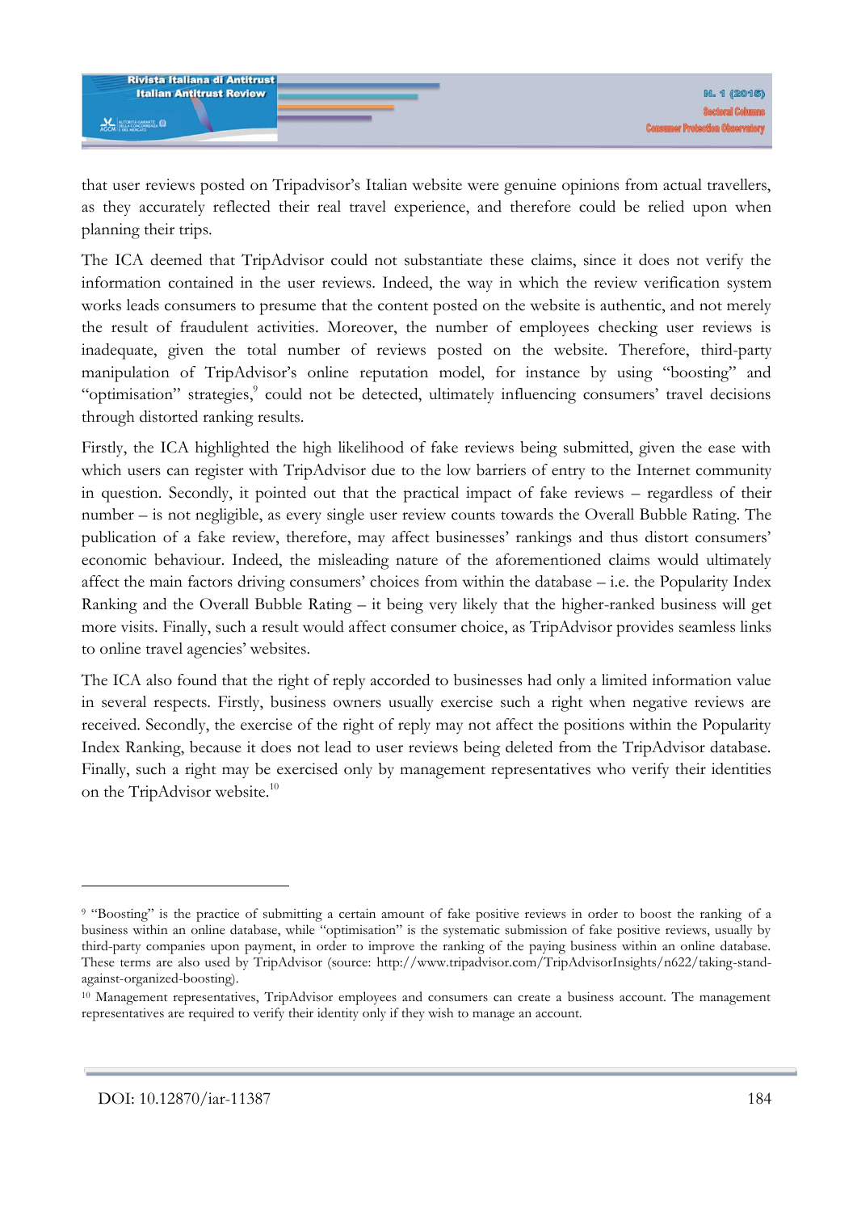that user reviews posted on Tripadvisor's Italian website were genuine opinions from actual travellers, as they accurately reflected their real travel experience, and therefore could be relied upon when planning their trips.

The ICA deemed that TripAdvisor could not substantiate these claims, since it does not verify the information contained in the user reviews. Indeed, the way in which the review verification system works leads consumers to presume that the content posted on the website is authentic, and not merely the result of fraudulent activities. Moreover, the number of employees checking user reviews is inadequate, given the total number of reviews posted on the website. Therefore, third-party manipulation of TripAdvisor's online reputation model, for instance by using "boosting" and "optimisation" strategies,[9] could not be detected, ultimately influencing consumers' travel decisions through distorted ranking results.

Firstly, the ICA highlighted the high likelihood of fake reviews being submitted, given the ease with which users can register with TripAdvisor due to the low barriers of entry to the Internet community in question. Secondly, it pointed out that the practical impact of fake reviews – regardless of their number – is not negligible, as every single user review counts towards the Overall Bubble Rating. The publication of a fake review, therefore, may affect businesses' rankings and thus distort consumers' economic behaviour. Indeed, the misleading nature of the aforementioned claims would ultimately affect the main factors driving consumers' choices from within the database – i.e. the Popularity Index Ranking and the Overall Bubble Rating – it being very likely that the higher-ranked business will get more visits. Finally, such a result would affect consumer choice, as TripAdvisor provides seamless links to online travel agencies' websites.

The ICA also found that the right of reply accorded to businesses had only a limited information value in several respects. Firstly, business owners usually exercise such a right when negative reviews are received. Secondly, the exercise of the right of reply may not affect the positions within the Popularity Index Ranking, because it does not lead to user reviews being deleted from the TripAdvisor database. Finally, such a right may be exercised only by management representatives who verify their identities on the TripAdvisor website.[10]

---

[9] "Boosting" is the practice of submitting a certain amount of fake positive reviews in order to boost the ranking of a business within an online database, while "optimisation" is the systematic submission of fake positive reviews, usually by third-party companies upon payment, in order to improve the ranking of the paying business within an online database. These terms are also used by TripAdvisor (source: http://www.tripadvisor.com/TripAdvisorInsights/n622/taking-stand-against-organized-boosting).

[10] Management representatives, TripAdvisor employees and consumers can create a business account. The management representatives are required to verify their identity only if they wish to manage an account.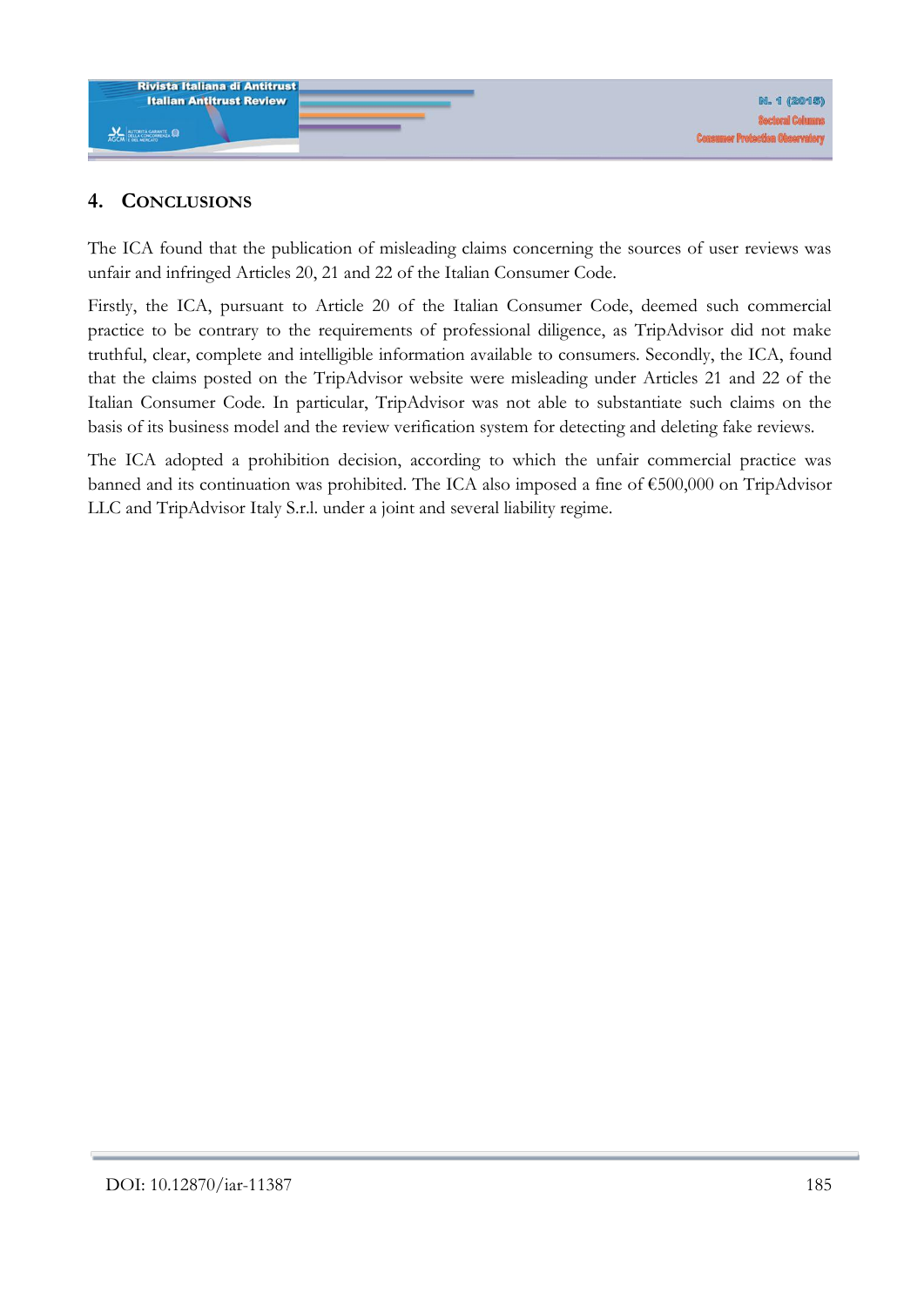## 4. Conclusions

The ICA found that the publication of misleading claims concerning the sources of user reviews was unfair and infringed Articles 20, 21 and 22 of the Italian Consumer Code.

Firstly, the ICA, pursuant to Article 20 of the Italian Consumer Code, deemed such commercial practice to be contrary to the requirements of professional diligence, as TripAdvisor did not make truthful, clear, complete and intelligible information available to consumers. Secondly, the ICA, found that the claims posted on the TripAdvisor website were misleading under Articles 21 and 22 of the Italian Consumer Code. In particular, TripAdvisor was not able to substantiate such claims on the basis of its business model and the review verification system for detecting and deleting fake reviews.

The ICA adopted a prohibition decision, according to which the unfair commercial practice was banned and its continuation was prohibited. The ICA also imposed a fine of €500,000 on TripAdvisor LLC and TripAdvisor Italy S.r.l. under a joint and several liability regime.